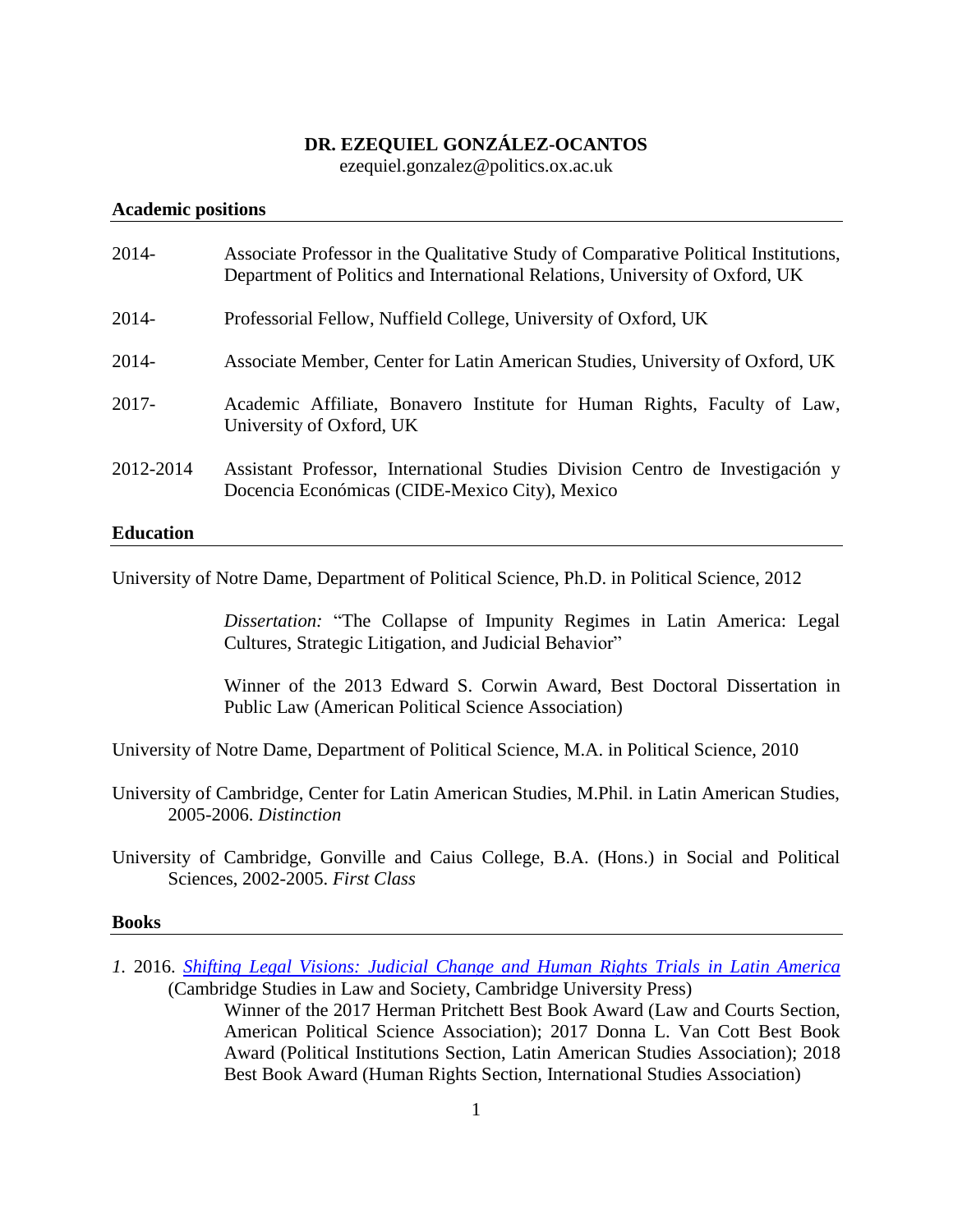# DR. EZEQUIEL GONZÁLEZ-OCANTOS

ezequiel.gonzalez@politics.ox.ac.uk

## Academic positions

2014- Associate Professor in the Qualitative Study of Comparative Political Institutions, Department of Politics and International Relations, University of Oxford, UK

2014- Professorial Fellow, Nuffield College, University of Oxford, UK

2014- Associate Member, Center for Latin American Studies, University of Oxford, UK

2017- Academic Affiliate, Bonavero Institute for Human Rights, Faculty of Law, University of Oxford, UK

2012-2014 Assistant Professor, International Studies Division Centro de Investigación y Docencia Económicas (CIDE-Mexico City), Mexico

## Education

University of Notre Dame, Department of Political Science, Ph.D. in Political Science, 2012

*Dissertation:* "The Collapse of Impunity Regimes in Latin America: Legal Cultures, Strategic Litigation, and Judicial Behavior"

Winner of the 2013 Edward S. Corwin Award, Best Doctoral Dissertation in Public Law (American Political Science Association)

University of Notre Dame, Department of Political Science, M.A. in Political Science, 2010

University of Cambridge, Center for Latin American Studies, M.Phil. in Latin American Studies, 2005-2006. *Distinction*

University of Cambridge, Gonville and Caius College, B.A. (Hons.) in Social and Political Sciences, 2002-2005. *First Class*

## Books

*1.* 2016. *Shifting Legal Visions: Judicial Change and Human Rights Trials in Latin America* (Cambridge Studies in Law and Society, Cambridge University Press)

Winner of the 2017 Herman Pritchett Best Book Award (Law and Courts Section, American Political Science Association); 2017 Donna L. Van Cott Best Book Award (Political Institutions Section, Latin American Studies Association); 2018 Best Book Award (Human Rights Section, International Studies Association)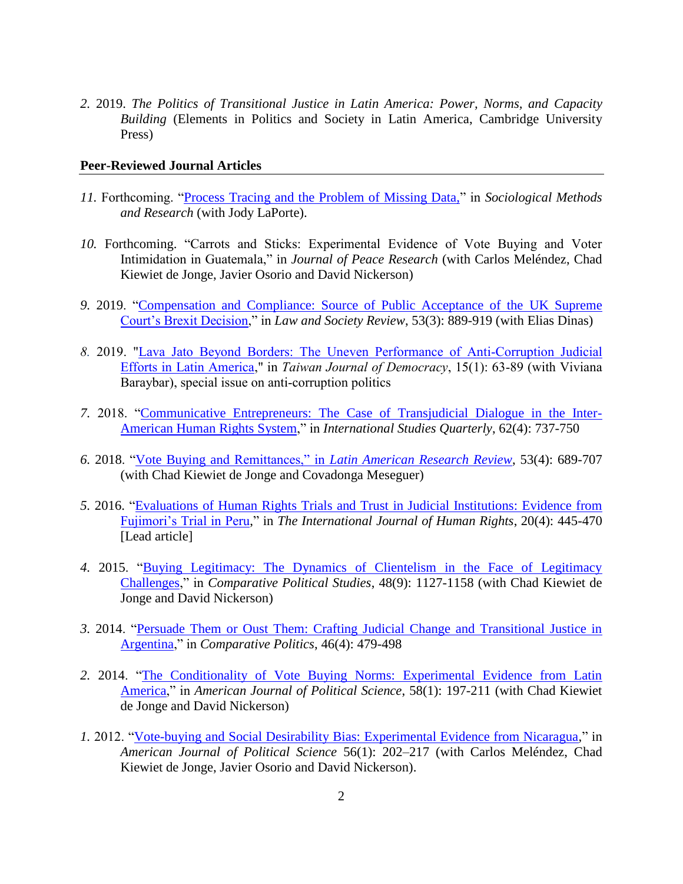*2.* 2019. *The Politics of Transitional Justice in Latin America: Power, Norms, and Capacity Building* (Elements in Politics and Society in Latin America, Cambridge University Press)

**Peer-Reviewed Journal Articles**

*11.* Forthcoming. "Process Tracing and the Problem of Missing Data," in *Sociological Methods and Research* (with Jody LaPorte).

*10.* Forthcoming. "Carrots and Sticks: Experimental Evidence of Vote Buying and Voter Intimidation in Guatemala," in *Journal of Peace Research* (with Carlos Meléndez, Chad Kiewiet de Jonge, Javier Osorio and David Nickerson)

*9.* 2019. "Compensation and Compliance: Source of Public Acceptance of the UK Supreme Court's Brexit Decision," in *Law and Society Review*, 53(3): 889-919 (with Elias Dinas)

*8.* 2019. "Lava Jato Beyond Borders: The Uneven Performance of Anti-Corruption Judicial Efforts in Latin America," in *Taiwan Journal of Democracy*, 15(1): 63-89 (with Viviana Baraybar), special issue on anti-corruption politics

*7.* 2018. "Communicative Entrepreneurs: The Case of Transjudicial Dialogue in the Inter-American Human Rights System," in *International Studies Quarterly*, 62(4): 737-750

*6.* 2018. "Vote Buying and Remittances," in *Latin American Research Review*, 53(4): 689-707 (with Chad Kiewiet de Jonge and Covadonga Meseguer)

*5.* 2016. "Evaluations of Human Rights Trials and Trust in Judicial Institutions: Evidence from Fujimori's Trial in Peru," in *The International Journal of Human Rights*, 20(4): 445-470 [Lead article]

*4.* 2015. "Buying Legitimacy: The Dynamics of Clientelism in the Face of Legitimacy Challenges," in *Comparative Political Studies*, 48(9): 1127-1158 (with Chad Kiewiet de Jonge and David Nickerson)

*3.* 2014. "Persuade Them or Oust Them: Crafting Judicial Change and Transitional Justice in Argentina," in *Comparative Politics*, 46(4): 479-498

*2.* 2014. "The Conditionality of Vote Buying Norms: Experimental Evidence from Latin America," in *American Journal of Political Science*, 58(1): 197-211 (with Chad Kiewiet de Jonge and David Nickerson)

*1.* 2012. "Vote-buying and Social Desirability Bias: Experimental Evidence from Nicaragua," in *American Journal of Political Science* 56(1): 202–217 (with Carlos Meléndez, Chad Kiewiet de Jonge, Javier Osorio and David Nickerson).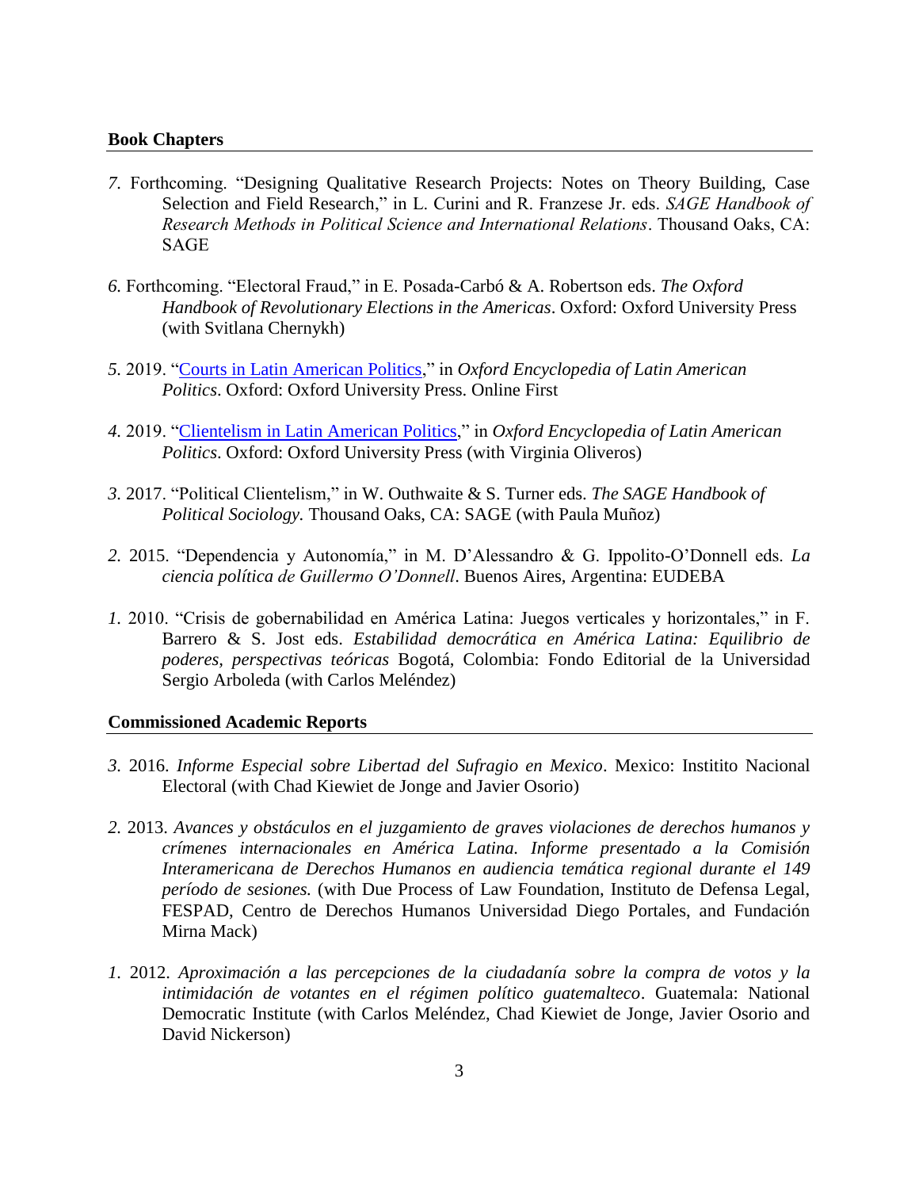## Book Chapters

*7.* Forthcoming. "Designing Qualitative Research Projects: Notes on Theory Building, Case Selection and Field Research," in L. Curini and R. Franzese Jr. eds. *SAGE Handbook of Research Methods in Political Science and International Relations*. Thousand Oaks, CA: SAGE

*6.* Forthcoming. "Electoral Fraud," in E. Posada-Carbó & A. Robertson eds. *The Oxford Handbook of Revolutionary Elections in the Americas*. Oxford: Oxford University Press (with Svitlana Chernykh)

*5.* 2019. "Courts in Latin American Politics," in *Oxford Encyclopedia of Latin American Politics*. Oxford: Oxford University Press. Online First

*4.* 2019. "Clientelism in Latin American Politics," in *Oxford Encyclopedia of Latin American Politics*. Oxford: Oxford University Press (with Virginia Oliveros)

*3.* 2017. "Political Clientelism," in W. Outhwaite & S. Turner eds. *The SAGE Handbook of Political Sociology.* Thousand Oaks, CA: SAGE (with Paula Muñoz)

*2.* 2015. "Dependencia y Autonomía," in M. D'Alessandro & G. Ippolito-O'Donnell eds. *La ciencia política de Guillermo O'Donnell*. Buenos Aires, Argentina: EUDEBA

*1.* 2010. "Crisis de gobernabilidad en América Latina: Juegos verticales y horizontales," in F. Barrero & S. Jost eds. *Estabilidad democrática en América Latina: Equilibrio de poderes, perspectivas teóricas* Bogotá, Colombia: Fondo Editorial de la Universidad Sergio Arboleda (with Carlos Meléndez)

## Commissioned Academic Reports

*3.* 2016. *Informe Especial sobre Libertad del Sufragio en Mexico*. Mexico: Institito Nacional Electoral (with Chad Kiewiet de Jonge and Javier Osorio)

*2.* 2013. *Avances y obstáculos en el juzgamiento de graves violaciones de derechos humanos y crímenes internacionales en América Latina. Informe presentado a la Comisión Interamericana de Derechos Humanos en audiencia temática regional durante el 149 período de sesiones.* (with Due Process of Law Foundation, Instituto de Defensa Legal, FESPAD, Centro de Derechos Humanos Universidad Diego Portales, and Fundación Mirna Mack)

*1.* 2012. *Aproximación a las percepciones de la ciudadanía sobre la compra de votos y la intimidación de votantes en el régimen político guatemalteco*. Guatemala: National Democratic Institute (with Carlos Meléndez, Chad Kiewiet de Jonge, Javier Osorio and David Nickerson)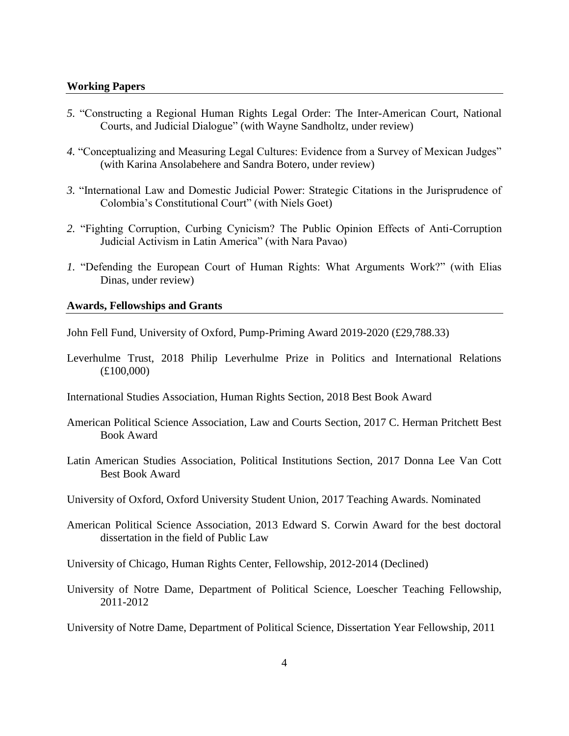## Working Papers

*5.* "Constructing a Regional Human Rights Legal Order: The Inter-American Court, National Courts, and Judicial Dialogue" (with Wayne Sandholtz, under review)

*4.* "Conceptualizing and Measuring Legal Cultures: Evidence from a Survey of Mexican Judges" (with Karina Ansolabehere and Sandra Botero, under review)

*3.* "International Law and Domestic Judicial Power: Strategic Citations in the Jurisprudence of Colombia's Constitutional Court" (with Niels Goet)

*2.* "Fighting Corruption, Curbing Cynicism? The Public Opinion Effects of Anti-Corruption Judicial Activism in Latin America" (with Nara Pavao)

*1.* "Defending the European Court of Human Rights: What Arguments Work?" (with Elias Dinas, under review)

## Awards, Fellowships and Grants

John Fell Fund, University of Oxford, Pump-Priming Award 2019-2020 (£29,788.33)

Leverhulme Trust, 2018 Philip Leverhulme Prize in Politics and International Relations (£100,000)

International Studies Association, Human Rights Section, 2018 Best Book Award

American Political Science Association, Law and Courts Section, 2017 C. Herman Pritchett Best Book Award

Latin American Studies Association, Political Institutions Section, 2017 Donna Lee Van Cott Best Book Award

University of Oxford, Oxford University Student Union, 2017 Teaching Awards. Nominated

American Political Science Association, 2013 Edward S. Corwin Award for the best doctoral dissertation in the field of Public Law

University of Chicago, Human Rights Center, Fellowship, 2012-2014 (Declined)

University of Notre Dame, Department of Political Science, Loescher Teaching Fellowship, 2011-2012

University of Notre Dame, Department of Political Science, Dissertation Year Fellowship, 2011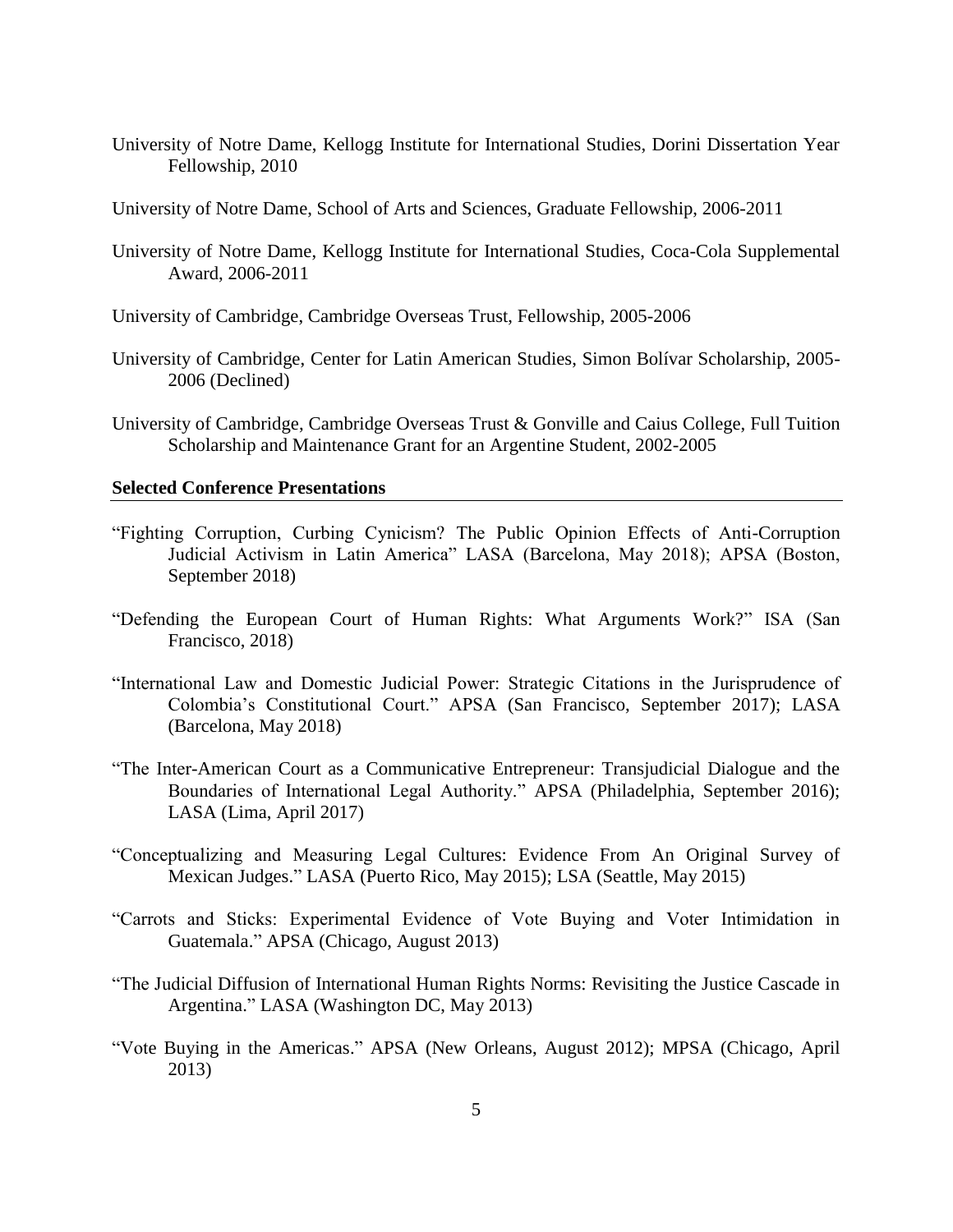University of Notre Dame, Kellogg Institute for International Studies, Dorini Dissertation Year Fellowship, 2010

University of Notre Dame, School of Arts and Sciences, Graduate Fellowship, 2006-2011

University of Notre Dame, Kellogg Institute for International Studies, Coca-Cola Supplemental Award, 2006-2011

University of Cambridge, Cambridge Overseas Trust, Fellowship, 2005-2006

University of Cambridge, Center for Latin American Studies, Simon Bolívar Scholarship, 2005-2006 (Declined)

University of Cambridge, Cambridge Overseas Trust & Gonville and Caius College, Full Tuition Scholarship and Maintenance Grant for an Argentine Student, 2002-2005

## Selected Conference Presentations

"Fighting Corruption, Curbing Cynicism? The Public Opinion Effects of Anti-Corruption Judicial Activism in Latin America" LASA (Barcelona, May 2018); APSA (Boston, September 2018)

"Defending the European Court of Human Rights: What Arguments Work?" ISA (San Francisco, 2018)

"International Law and Domestic Judicial Power: Strategic Citations in the Jurisprudence of Colombia's Constitutional Court." APSA (San Francisco, September 2017); LASA (Barcelona, May 2018)

"The Inter-American Court as a Communicative Entrepreneur: Transjudicial Dialogue and the Boundaries of International Legal Authority." APSA (Philadelphia, September 2016); LASA (Lima, April 2017)

"Conceptualizing and Measuring Legal Cultures: Evidence From An Original Survey of Mexican Judges." LASA (Puerto Rico, May 2015); LSA (Seattle, May 2015)

"Carrots and Sticks: Experimental Evidence of Vote Buying and Voter Intimidation in Guatemala." APSA (Chicago, August 2013)

"The Judicial Diffusion of International Human Rights Norms: Revisiting the Justice Cascade in Argentina." LASA (Washington DC, May 2013)

"Vote Buying in the Americas." APSA (New Orleans, August 2012); MPSA (Chicago, April 2013)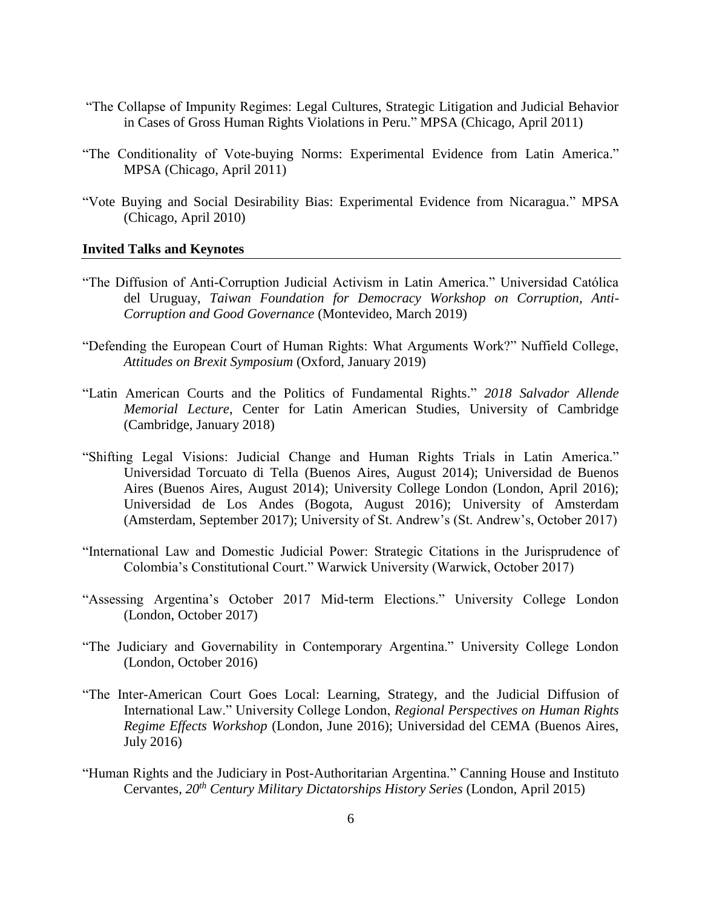"The Collapse of Impunity Regimes: Legal Cultures, Strategic Litigation and Judicial Behavior in Cases of Gross Human Rights Violations in Peru." MPSA (Chicago, April 2011)

"The Conditionality of Vote-buying Norms: Experimental Evidence from Latin America." MPSA (Chicago, April 2011)

"Vote Buying and Social Desirability Bias: Experimental Evidence from Nicaragua." MPSA (Chicago, April 2010)

**Invited Talks and Keynotes**

"The Diffusion of Anti-Corruption Judicial Activism in Latin America." Universidad Católica del Uruguay, *Taiwan Foundation for Democracy Workshop on Corruption, Anti-Corruption and Good Governance* (Montevideo, March 2019)

"Defending the European Court of Human Rights: What Arguments Work?" Nuffield College, *Attitudes on Brexit Symposium* (Oxford, January 2019)

"Latin American Courts and the Politics of Fundamental Rights." *2018 Salvador Allende Memorial Lecture*, Center for Latin American Studies, University of Cambridge (Cambridge, January 2018)

"Shifting Legal Visions: Judicial Change and Human Rights Trials in Latin America." Universidad Torcuato di Tella (Buenos Aires, August 2014); Universidad de Buenos Aires (Buenos Aires, August 2014); University College London (London, April 2016); Universidad de Los Andes (Bogota, August 2016); University of Amsterdam (Amsterdam, September 2017); University of St. Andrew's (St. Andrew's, October 2017)

"International Law and Domestic Judicial Power: Strategic Citations in the Jurisprudence of Colombia's Constitutional Court." Warwick University (Warwick, October 2017)

"Assessing Argentina's October 2017 Mid-term Elections." University College London (London, October 2017)

"The Judiciary and Governability in Contemporary Argentina." University College London (London, October 2016)

"The Inter-American Court Goes Local: Learning, Strategy, and the Judicial Diffusion of International Law." University College London, *Regional Perspectives on Human Rights Regime Effects Workshop* (London, June 2016); Universidad del CEMA (Buenos Aires, July 2016)

"Human Rights and the Judiciary in Post-Authoritarian Argentina." Canning House and Instituto Cervantes, *20th Century Military Dictatorships History Series* (London, April 2015)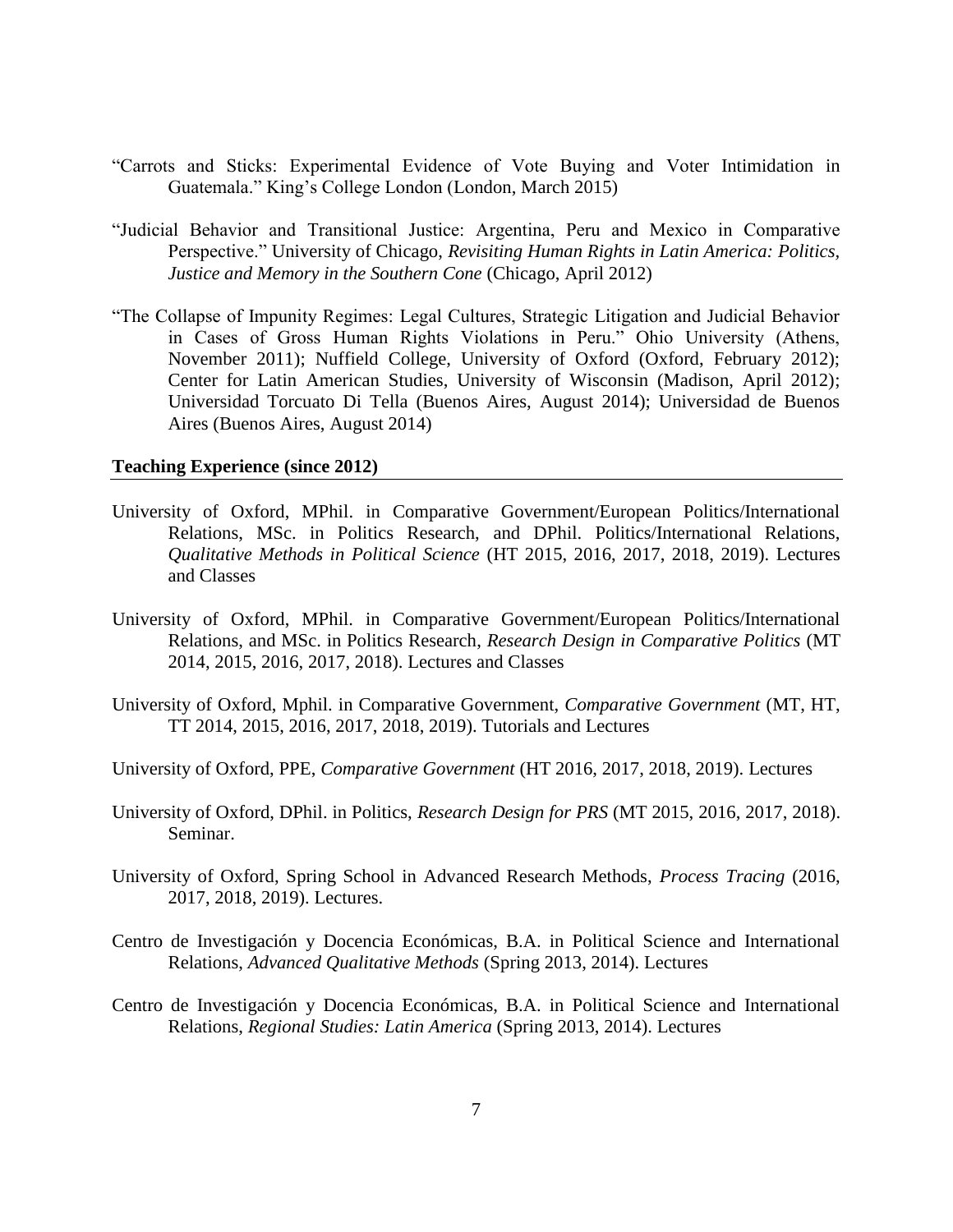"Carrots and Sticks: Experimental Evidence of Vote Buying and Voter Intimidation in Guatemala." King's College London (London, March 2015)

"Judicial Behavior and Transitional Justice: Argentina, Peru and Mexico in Comparative Perspective." University of Chicago, *Revisiting Human Rights in Latin America: Politics, Justice and Memory in the Southern Cone* (Chicago, April 2012)

"The Collapse of Impunity Regimes: Legal Cultures, Strategic Litigation and Judicial Behavior in Cases of Gross Human Rights Violations in Peru." Ohio University (Athens, November 2011); Nuffield College, University of Oxford (Oxford, February 2012); Center for Latin American Studies, University of Wisconsin (Madison, April 2012); Universidad Torcuato Di Tella (Buenos Aires, August 2014); Universidad de Buenos Aires (Buenos Aires, August 2014)

## Teaching Experience (since 2012)

University of Oxford, MPhil. in Comparative Government/European Politics/International Relations, MSc. in Politics Research, and DPhil. Politics/International Relations, *Qualitative Methods in Political Science* (HT 2015, 2016, 2017, 2018, 2019). Lectures and Classes

University of Oxford, MPhil. in Comparative Government/European Politics/International Relations, and MSc. in Politics Research, *Research Design in Comparative Politics* (MT 2014, 2015, 2016, 2017, 2018). Lectures and Classes

University of Oxford, Mphil. in Comparative Government, *Comparative Government* (MT, HT, TT 2014, 2015, 2016, 2017, 2018, 2019). Tutorials and Lectures

University of Oxford, PPE, *Comparative Government* (HT 2016, 2017, 2018, 2019). Lectures

University of Oxford, DPhil. in Politics, *Research Design for PRS* (MT 2015, 2016, 2017, 2018). Seminar.

University of Oxford, Spring School in Advanced Research Methods, *Process Tracing* (2016, 2017, 2018, 2019). Lectures.

Centro de Investigación y Docencia Económicas, B.A. in Political Science and International Relations, *Advanced Qualitative Methods* (Spring 2013, 2014). Lectures

Centro de Investigación y Docencia Económicas, B.A. in Political Science and International Relations, *Regional Studies: Latin America* (Spring 2013, 2014). Lectures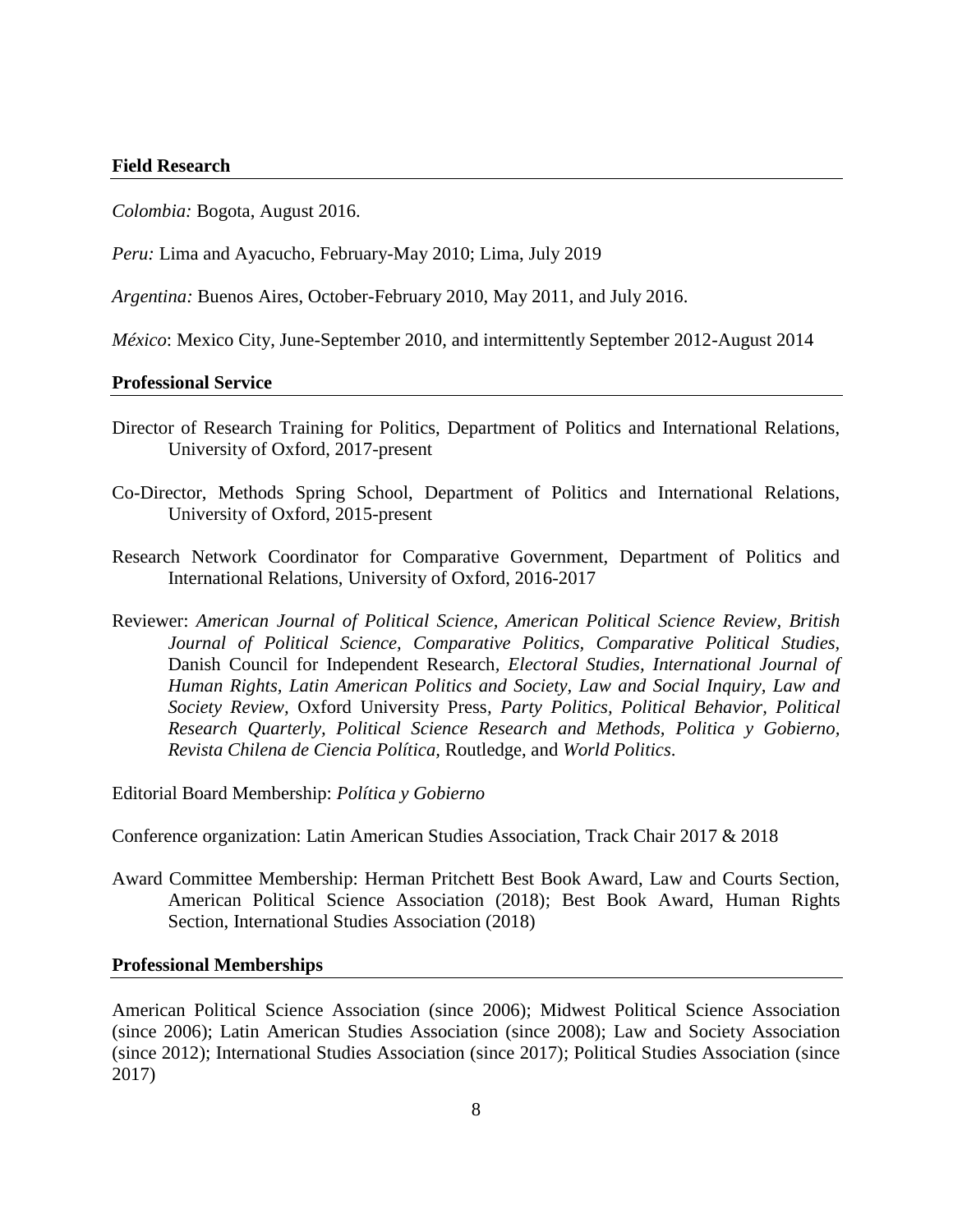## Field Research

*Colombia:* Bogota, August 2016.

*Peru:* Lima and Ayacucho, February-May 2010; Lima, July 2019

*Argentina:* Buenos Aires, October-February 2010, May 2011, and July 2016.

*México*: Mexico City, June-September 2010, and intermittently September 2012-August 2014

## Professional Service

Director of Research Training for Politics, Department of Politics and International Relations, University of Oxford, 2017-present

Co-Director, Methods Spring School, Department of Politics and International Relations, University of Oxford, 2015-present

Research Network Coordinator for Comparative Government, Department of Politics and International Relations, University of Oxford, 2016-2017

Reviewer: *American Journal of Political Science, American Political Science Review, British Journal of Political Science, Comparative Politics, Comparative Political Studies,* Danish Council for Independent Research, *Electoral Studies, International Journal of Human Rights, Latin American Politics and Society, Law and Social Inquiry, Law and Society Review,* Oxford University Press, *Party Politics, Political Behavior, Political Research Quarterly, Political Science Research and Methods, Politica y Gobierno, Revista Chilena de Ciencia Política,* Routledge, and *World Politics*.

Editorial Board Membership: *Política y Gobierno*

Conference organization: Latin American Studies Association, Track Chair 2017 & 2018

Award Committee Membership: Herman Pritchett Best Book Award, Law and Courts Section, American Political Science Association (2018); Best Book Award, Human Rights Section, International Studies Association (2018)

## Professional Memberships

American Political Science Association (since 2006); Midwest Political Science Association (since 2006); Latin American Studies Association (since 2008); Law and Society Association (since 2012); International Studies Association (since 2017); Political Studies Association (since 2017)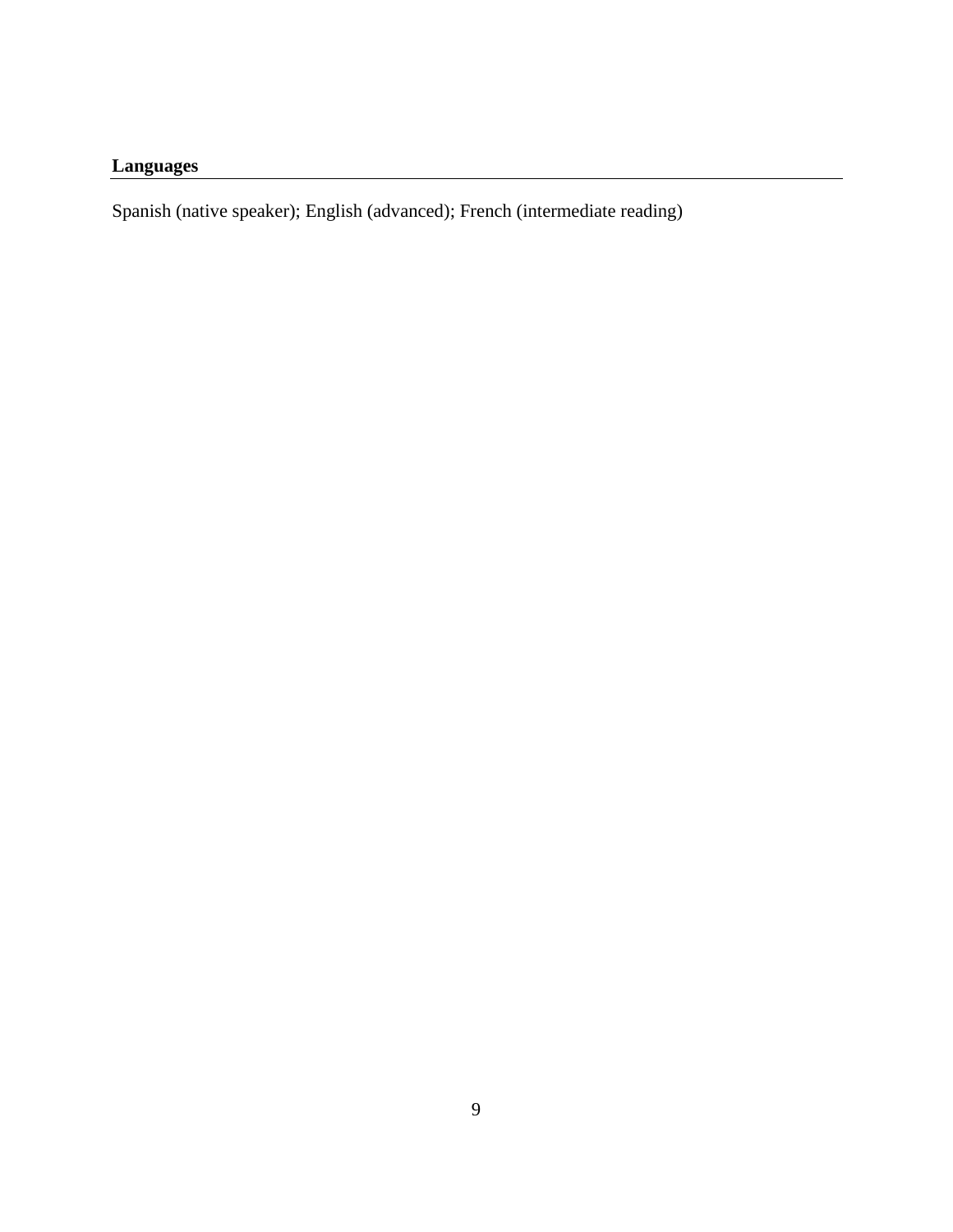**Languages**

Spanish (native speaker); English (advanced); French (intermediate reading)